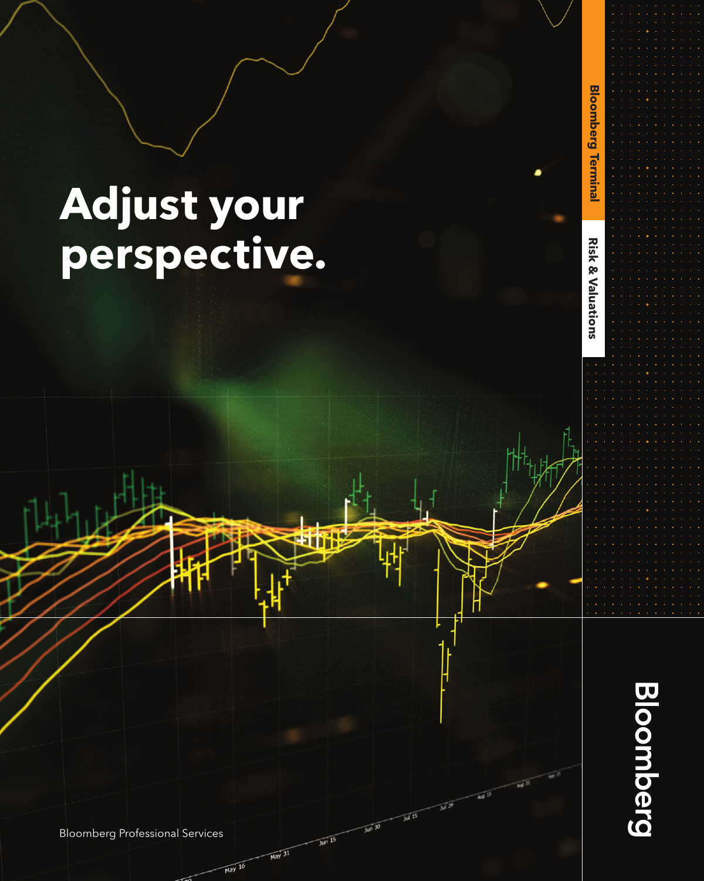# Adjust your perspective.

Bloomberg Terminal

Risk & Valuations

Bloomberg Professional Services

Bloomberg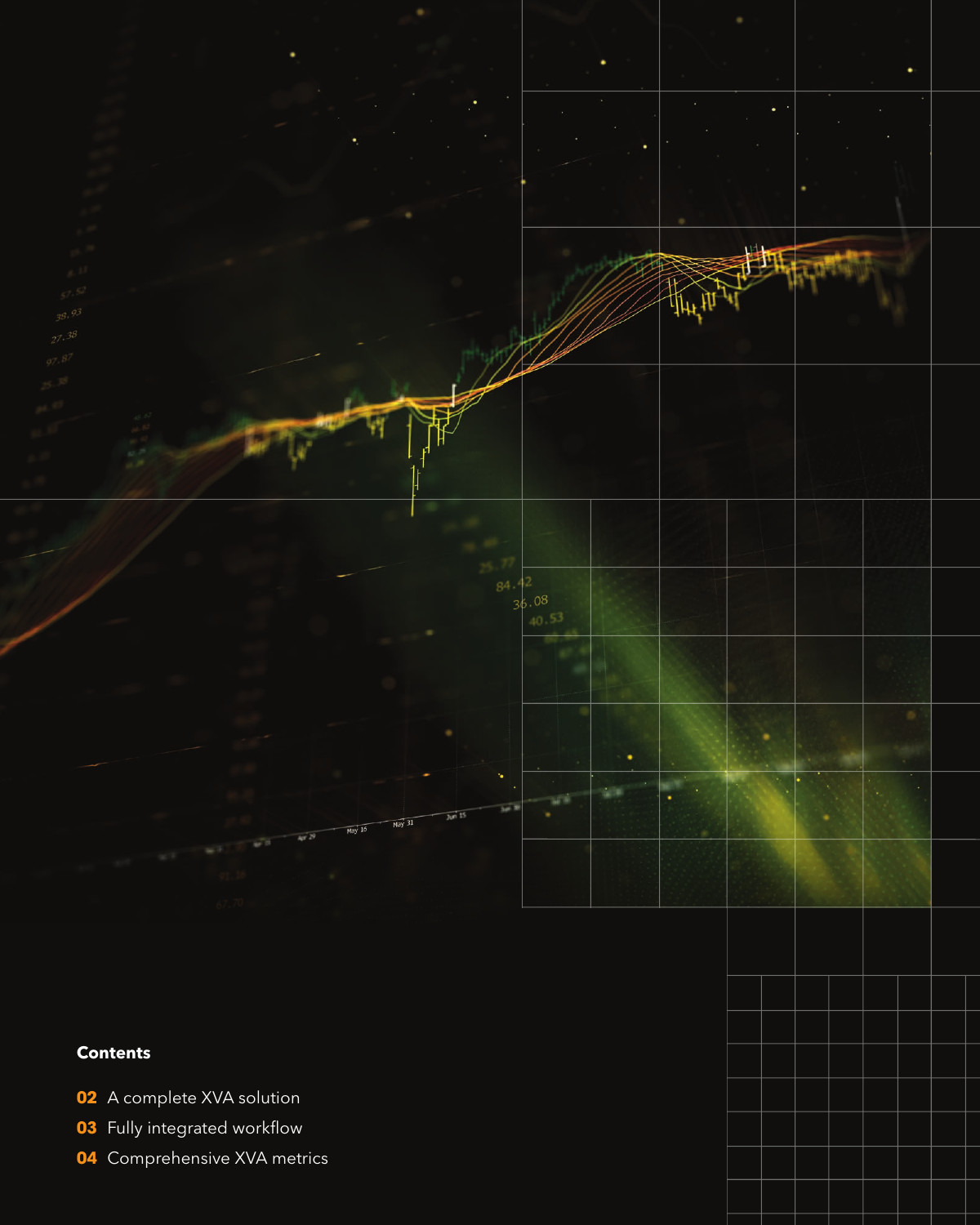**Contents**

**02** A complete XVA solution

**03** Fully integrated workflow

**04** Comprehensive XVA metrics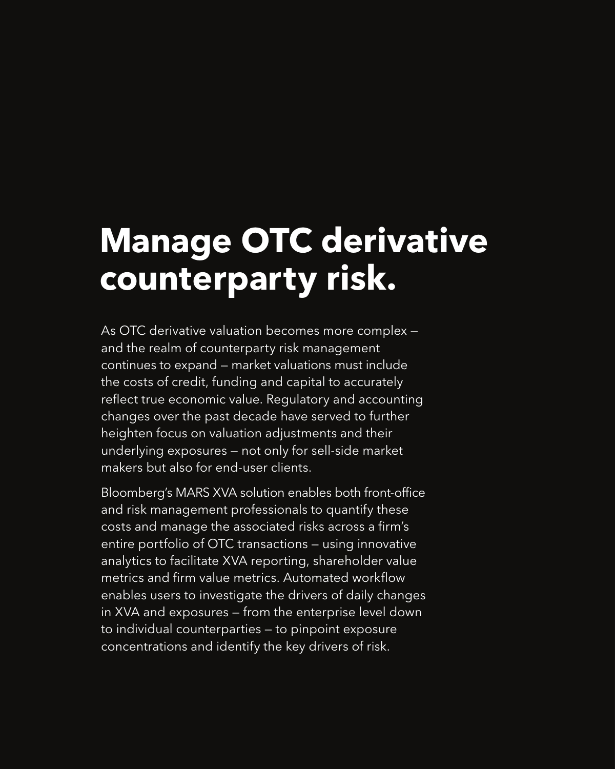# Manage OTC derivative counterparty risk.

As OTC derivative valuation becomes more complex — and the realm of counterparty risk management continues to expand — market valuations must include the costs of credit, funding and capital to accurately reflect true economic value. Regulatory and accounting changes over the past decade have served to further heighten focus on valuation adjustments and their underlying exposures — not only for sell-side market makers but also for end-user clients.

Bloomberg's MARS XVA solution enables both front-office and risk management professionals to quantify these costs and manage the associated risks across a firm's entire portfolio of OTC transactions — using innovative analytics to facilitate XVA reporting, shareholder value metrics and firm value metrics. Automated workflow enables users to investigate the drivers of daily changes in XVA and exposures — from the enterprise level down to individual counterparties — to pinpoint exposure concentrations and identify the key drivers of risk.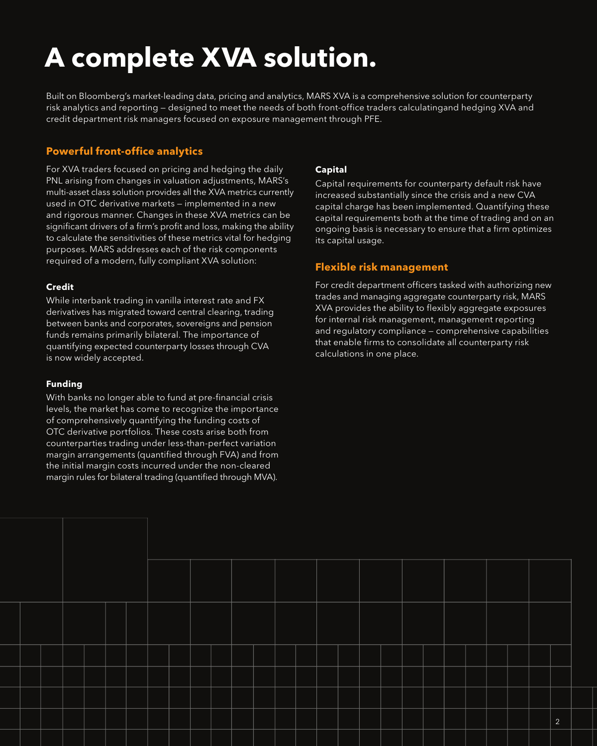# A complete XVA solution.

Built on Bloomberg's market-leading data, pricing and analytics, MARS XVA is a comprehensive solution for counterparty risk analytics and reporting — designed to meet the needs of both front-office traders calculatingand hedging XVA and credit department risk managers focused on exposure management through PFE.

## Powerful front-office analytics

For XVA traders focused on pricing and hedging the daily PNL arising from changes in valuation adjustments, MARS's multi-asset class solution provides all the XVA metrics currently used in OTC derivative markets — implemented in a new and rigorous manner. Changes in these XVA metrics can be significant drivers of a firm's profit and loss, making the ability to calculate the sensitivities of these metrics vital for hedging purposes. MARS addresses each of the risk components required of a modern, fully compliant XVA solution:

**Credit**

While interbank trading in vanilla interest rate and FX derivatives has migrated toward central clearing, trading between banks and corporates, sovereigns and pension funds remains primarily bilateral. The importance of quantifying expected counterparty losses through CVA is now widely accepted.

**Funding**

With banks no longer able to fund at pre-financial crisis levels, the market has come to recognize the importance of comprehensively quantifying the funding costs of OTC derivative portfolios. These costs arise both from counterparties trading under less-than-perfect variation margin arrangements (quantified through FVA) and from the initial margin costs incurred under the non-cleared margin rules for bilateral trading (quantified through MVA).

**Capital**

Capital requirements for counterparty default risk have increased substantially since the crisis and a new CVA capital charge has been implemented. Quantifying these capital requirements both at the time of trading and on an ongoing basis is necessary to ensure that a firm optimizes its capital usage.

## Flexible risk management

For credit department officers tasked with authorizing new trades and managing aggregate counterparty risk, MARS XVA provides the ability to flexibly aggregate exposures for internal risk management, management reporting and regulatory compliance — comprehensive capabilities that enable firms to consolidate all counterparty risk calculations in one place.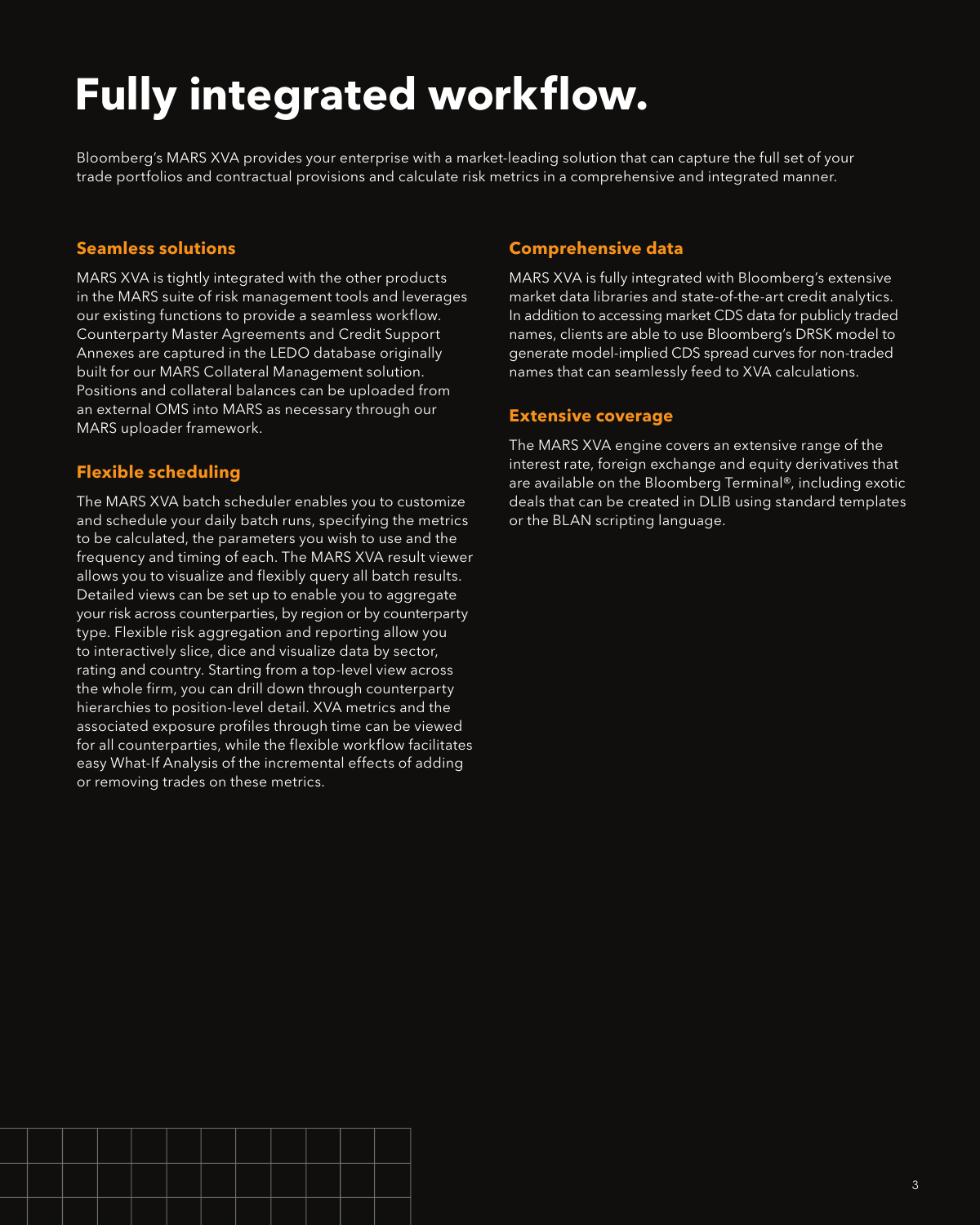# Fully integrated workflow.

Bloomberg's MARS XVA provides your enterprise with a market-leading solution that can capture the full set of your trade portfolios and contractual provisions and calculate risk metrics in a comprehensive and integrated manner.

### Seamless solutions

MARS XVA is tightly integrated with the other products in the MARS suite of risk management tools and leverages our existing functions to provide a seamless workflow. Counterparty Master Agreements and Credit Support Annexes are captured in the LEDO database originally built for our MARS Collateral Management solution. Positions and collateral balances can be uploaded from an external OMS into MARS as necessary through our MARS uploader framework.

### Flexible scheduling

The MARS XVA batch scheduler enables you to customize and schedule your daily batch runs, specifying the metrics to be calculated, the parameters you wish to use and the frequency and timing of each. The MARS XVA result viewer allows you to visualize and flexibly query all batch results. Detailed views can be set up to enable you to aggregate your risk across counterparties, by region or by counterparty type. Flexible risk aggregation and reporting allow you to interactively slice, dice and visualize data by sector, rating and country. Starting from a top-level view across the whole firm, you can drill down through counterparty hierarchies to position-level detail. XVA metrics and the associated exposure profiles through time can be viewed for all counterparties, while the flexible workflow facilitates easy What-If Analysis of the incremental effects of adding or removing trades on these metrics.

### Comprehensive data

MARS XVA is fully integrated with Bloomberg's extensive market data libraries and state-of-the-art credit analytics. In addition to accessing market CDS data for publicly traded names, clients are able to use Bloomberg's DRSK model to generate model-implied CDS spread curves for non-traded names that can seamlessly feed to XVA calculations.

### Extensive coverage

The MARS XVA engine covers an extensive range of the interest rate, foreign exchange and equity derivatives that are available on the Bloomberg Terminal®, including exotic deals that can be created in DLIB using standard templates or the BLAN scripting language.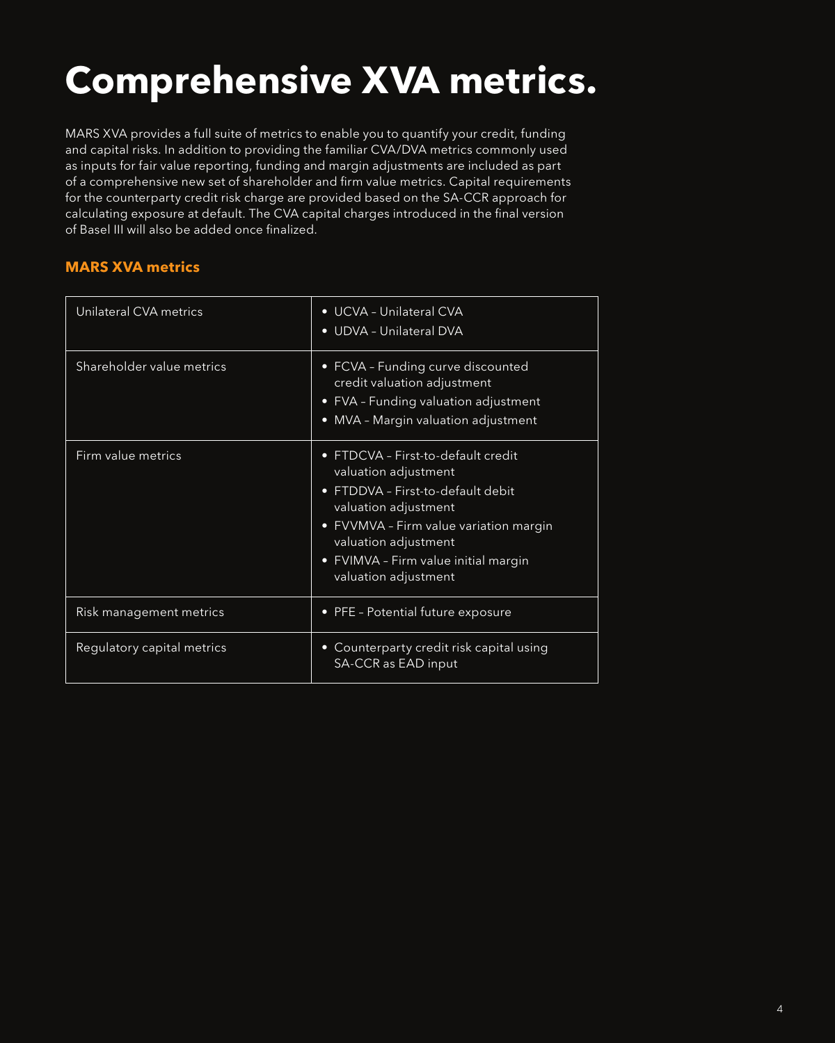# Comprehensive XVA metrics.

MARS XVA provides a full suite of metrics to enable you to quantify your credit, funding and capital risks. In addition to providing the familiar CVA/DVA metrics commonly used as inputs for fair value reporting, funding and margin adjustments are included as part of a comprehensive new set of shareholder and firm value metrics. Capital requirements for the counterparty credit risk charge are provided based on the SA-CCR approach for calculating exposure at default. The CVA capital charges introduced in the final version of Basel III will also be added once finalized.

### MARS XVA metrics

| | |
|---|---|
| Unilateral CVA metrics | • UCVA – Unilateral CVA<br>• UDVA – Unilateral DVA |
| Shareholder value metrics | • FCVA – Funding curve discounted credit valuation adjustment<br>• FVA – Funding valuation adjustment<br>• MVA – Margin valuation adjustment |
| Firm value metrics | • FTDCVA – First-to-default credit valuation adjustment<br>• FTDDVA – First-to-default debit valuation adjustment<br>• FVVMVA – Firm value variation margin valuation adjustment<br>• FVIMVA – Firm value initial margin valuation adjustment |
| Risk management metrics | • PFE – Potential future exposure |
| Regulatory capital metrics | • Counterparty credit risk capital using SA-CCR as EAD input |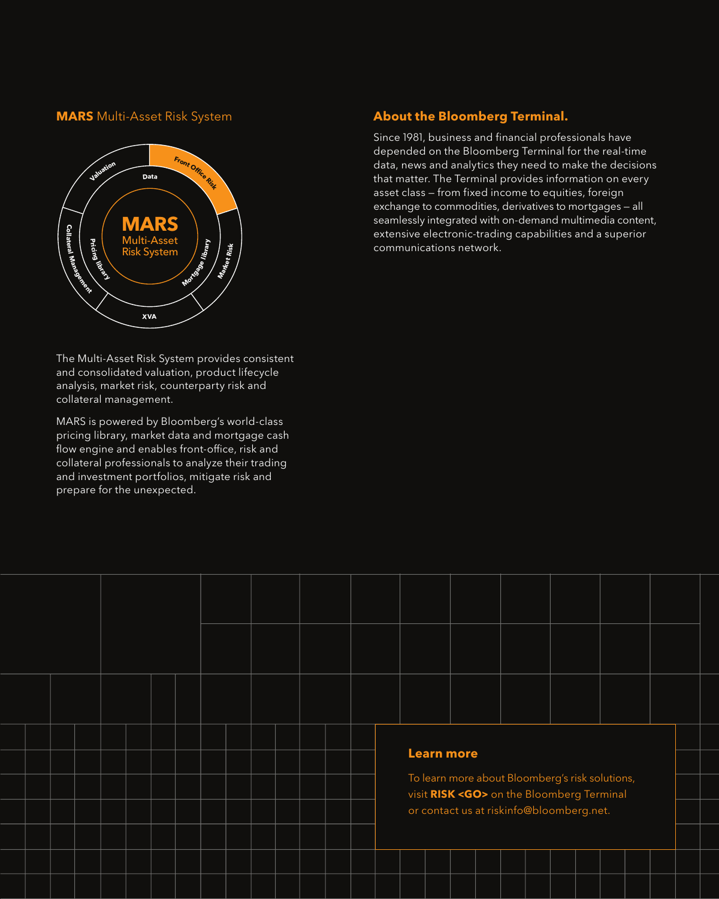## **MARS** Multi-Asset Risk System

MARS
Multi-Asset
Risk System

Data

Front Office Risk

Market Risk

XVA

Collateral Management

Valuation

Pricing library

Mortgage library

The Multi-Asset Risk System provides consistent and consolidated valuation, product lifecycle analysis, market risk, counterparty risk and collateral management.

MARS is powered by Bloomberg's world-class pricing library, market data and mortgage cash flow engine and enables front-office, risk and collateral professionals to analyze their trading and investment portfolios, mitigate risk and prepare for the unexpected.

## About the Bloomberg Terminal.

Since 1981, business and financial professionals have depended on the Bloomberg Terminal for the real-time data, news and analytics they need to make the decisions that matter. The Terminal provides information on every asset class — from fixed income to equities, foreign exchange to commodities, derivatives to mortgages — all seamlessly integrated with on-demand multimedia content, extensive electronic-trading capabilities and a superior communications network.

### Learn more

To learn more about Bloomberg's risk solutions, visit **RISK <GO>** on the Bloomberg Terminal or contact us at riskinfo@bloomberg.net.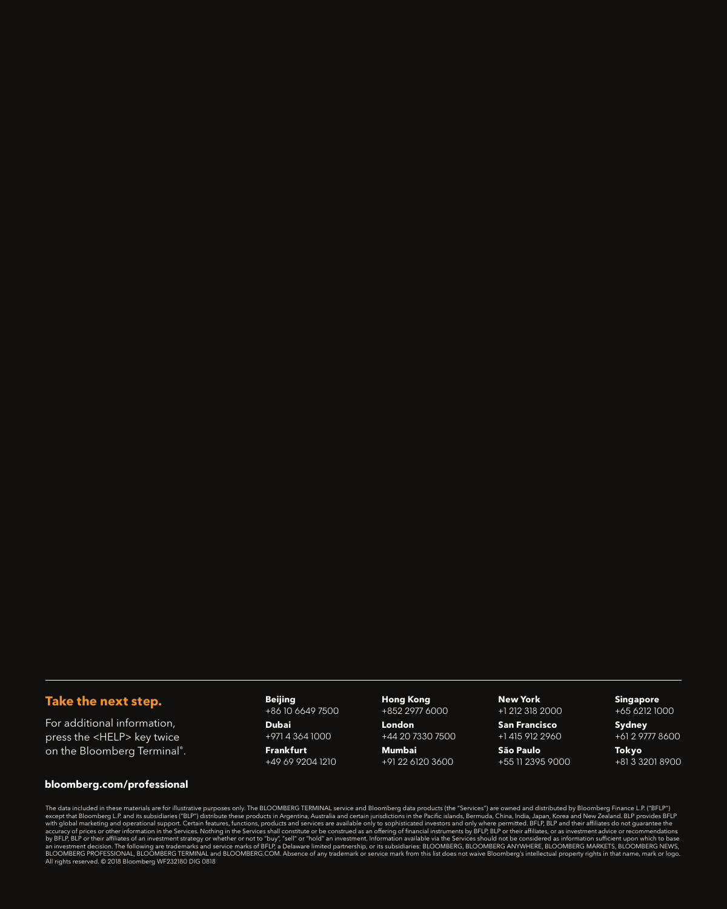**Take the next step.**

For additional information, press the <HELP> key twice on the Bloomberg Terminal®.

**Beijing**
+86 10 6649 7500

**Dubai**
+971 4 364 1000

**Frankfurt**
+49 69 9204 1210

**Hong Kong**
+852 2977 6000

**London**
+44 20 7330 7500

**Mumbai**
+91 22 6120 3600

**New York**
+1 212 318 2000

**San Francisco**
+1 415 912 2960

**São Paulo**
+55 11 2395 9000

**Singapore**
+65 6212 1000

**Sydney**
+61 2 9777 8600

**Tokyo**
+81 3 3201 8900

**bloomberg.com/professional**

The data included in these materials are for illustrative purposes only. The BLOOMBERG TERMINAL service and Bloomberg data products (the "Services") are owned and distributed by Bloomberg Finance L.P. ("BFLP") except that Bloomberg L.P. and its subsidiaries ("BLP") distribute these products in Argentina, Australia and certain jurisdictions in the Pacific islands, Bermuda, China, India, Japan, Korea and New Zealand. BLP provides BFLP with global marketing and operational support. Certain features, functions, products and services are available only to sophisticated investors and only where permitted. BFLP, BLP and their affiliates do not guarantee the accuracy of prices or other information in the Services. Nothing in the Services shall constitute or be construed as an offering of financial instruments by BFLP, BLP or their affiliates, or as investment advice or recommendations by BFLP, BLP or their affiliates of an investment strategy or whether or not to "buy", "sell" or "hold" an investment. Information available via the Services should not be considered as information sufficient upon which to base an investment decision. The following are trademarks and service marks of BFLP, a Delaware limited partnership, or its subsidiaries: BLOOMBERG, BLOOMBERG ANYWHERE, BLOOMBERG MARKETS, BLOOMBERG NEWS, BLOOMBERG PROFESSIONAL, BLOOMBERG TERMINAL and BLOOMBERG.COM. Absence of any trademark or service mark from this list does not waive Bloomberg's intellectual property rights in that name, mark or logo. All rights reserved. © 2018 Bloomberg WF232180 DIG 0818